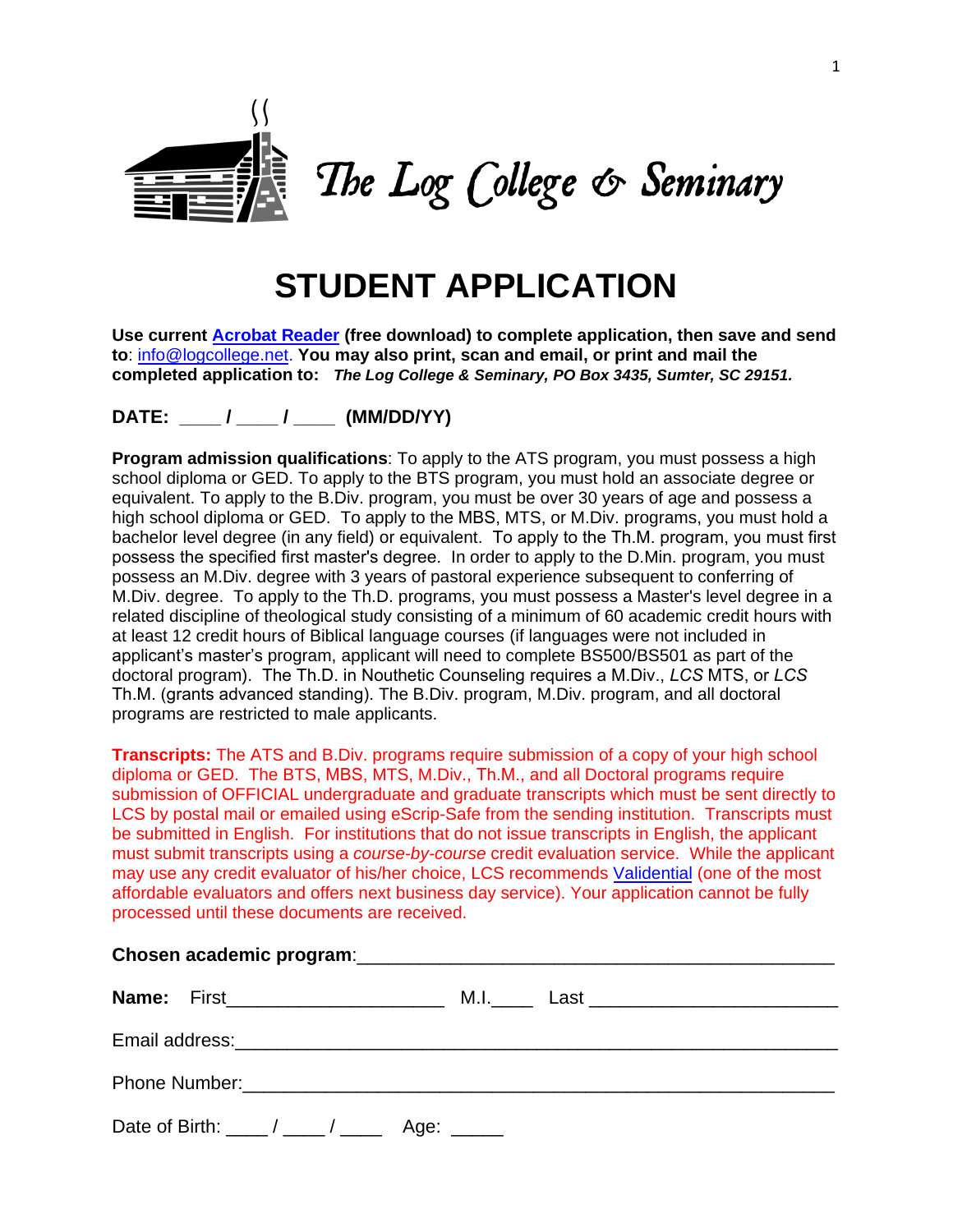# The Log College & Seminary

## STUDENT APPLICATION

**Use current Acrobat Reader (free download) to complete application, then save and send to**: info@logcollege.net. **You may also print, scan and email, or print and mail the completed application to:** ***The Log College & Seminary, PO Box 3435, Sumter, SC 29151.***

**DATE: ____ / ____ / ____ (MM/DD/YY)**

**Program admission qualifications**: To apply to the ATS program, you must possess a high school diploma or GED. To apply to the BTS program, you must hold an associate degree or equivalent. To apply to the B.Div. program, you must be over 30 years of age and possess a high school diploma or GED. To apply to the MBS, MTS, or M.Div. programs, you must hold a bachelor level degree (in any field) or equivalent. To apply to the Th.M. program, you must first possess the specified first master's degree. In order to apply to the D.Min. program, you must possess an M.Div. degree with 3 years of pastoral experience subsequent to conferring of M.Div. degree. To apply to the Th.D. programs, you must possess a Master's level degree in a related discipline of theological study consisting of a minimum of 60 academic credit hours with at least 12 credit hours of Biblical language courses (if languages were not included in applicant's master's program, applicant will need to complete BS500/BS501 as part of the doctoral program). The Th.D. in Nouthetic Counseling requires a M.Div., *LCS* MTS, or *LCS* Th.M. (grants advanced standing). The B.Div. program, M.Div. program, and all doctoral programs are restricted to male applicants.

**Transcripts:** The ATS and B.Div. programs require submission of a copy of your high school diploma or GED. The BTS, MBS, MTS, M.Div., Th.M., and all Doctoral programs require submission of OFFICIAL undergraduate and graduate transcripts which must be sent directly to LCS by postal mail or emailed using eScrip-Safe from the sending institution. Transcripts must be submitted in English. For institutions that do not issue transcripts in English, the applicant must submit transcripts using a *course-by-course* credit evaluation service. While the applicant may use any credit evaluator of his/her choice, LCS recommends Validential (one of the most affordable evaluators and offers next business day service). Your application cannot be fully processed until these documents are received.

**Chosen academic program**:_____________________________________________

**Name:** First____________________ M.I.____ Last ________________________

Email address:___________________________________________________________

Phone Number:___________________________________________________________

Date of Birth: ____ / ____ / ____ Age: _____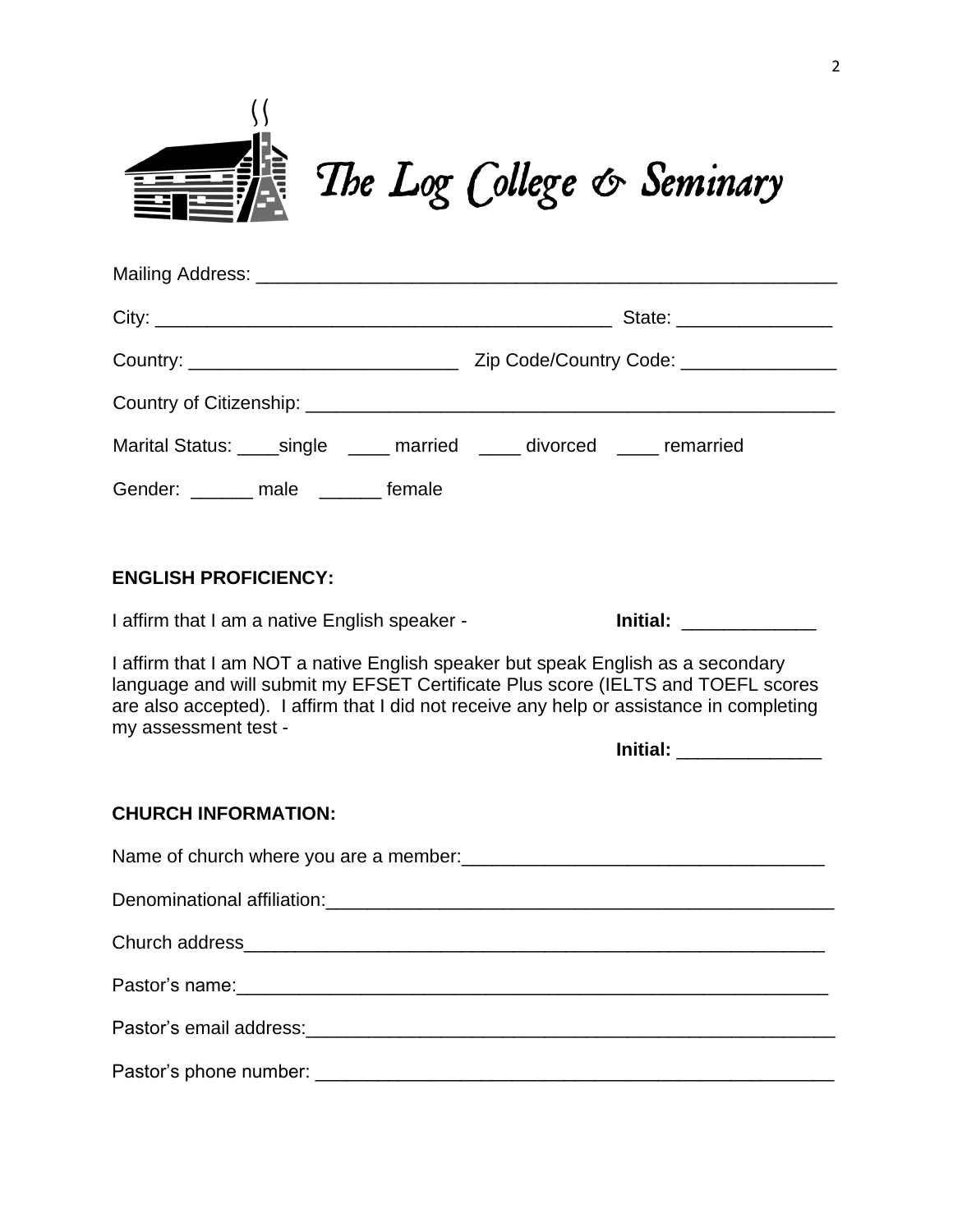# The Log College & Seminary

Mailing Address: ________________________________________________________

City: ____________________________________________ State: ______________

Country: __________________________ Zip Code/Country Code: _______________

Country of Citizenship: ____________________________________________________

Marital Status: ____single ____ married ____ divorced ____ remarried

Gender: ______ male ______ female

**ENGLISH PROFICIENCY:**

I affirm that I am a native English speaker - **Initial:** ____________

I affirm that I am NOT a native English speaker but speak English as a secondary language and will submit my EFSET Certificate Plus score (IELTS and TOEFL scores are also accepted). I affirm that I did not receive any help or assistance in completing my assessment test -

**Initial:** _____________

**CHURCH INFORMATION:**

Name of church where you are a member:___________________________________

Denominational affiliation:_________________________________________________

Church address_________________________________________________________

Pastor's name:__________________________________________________________

Pastor's email address:___________________________________________________

Pastor's phone number: ___________________________________________________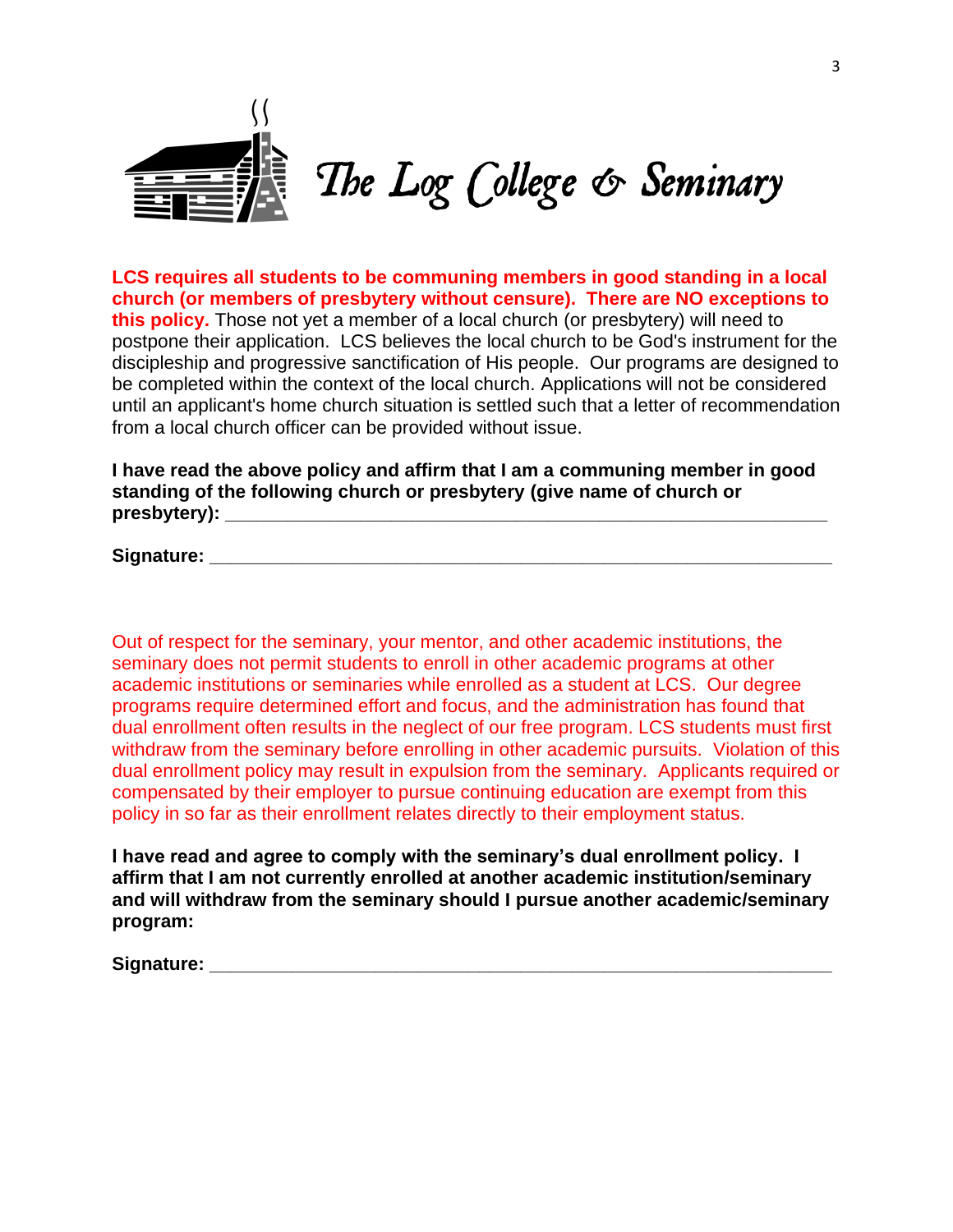# The Log College & Seminary

**LCS requires all students to be communing members in good standing in a local church (or members of presbytery without censure). There are NO exceptions to this policy.** Those not yet a member of a local church (or presbytery) will need to postpone their application. LCS believes the local church to be God's instrument for the discipleship and progressive sanctification of His people. Our programs are designed to be completed within the context of the local church. Applications will not be considered until an applicant's home church situation is settled such that a letter of recommendation from a local church officer can be provided without issue.

**I have read the above policy and affirm that I am a communing member in good standing of the following church or presbytery (give name of church or presbytery): ___________________________________________________________**

**Signature: ___________________________________________________________**

Out of respect for the seminary, your mentor, and other academic institutions, the seminary does not permit students to enroll in other academic programs at other academic institutions or seminaries while enrolled as a student at LCS. Our degree programs require determined effort and focus, and the administration has found that dual enrollment often results in the neglect of our free program. LCS students must first withdraw from the seminary before enrolling in other academic pursuits. Violation of this dual enrollment policy may result in expulsion from the seminary. Applicants required or compensated by their employer to pursue continuing education are exempt from this policy in so far as their enrollment relates directly to their employment status.

**I have read and agree to comply with the seminary's dual enrollment policy. I affirm that I am not currently enrolled at another academic institution/seminary and will withdraw from the seminary should I pursue another academic/seminary program:**

**Signature: ___________________________________________________________**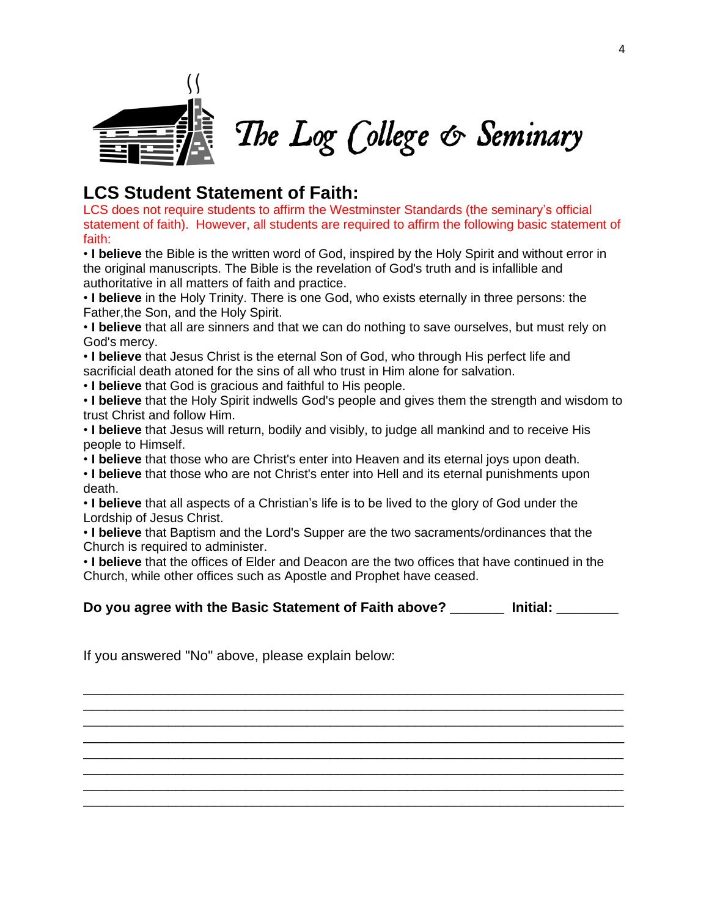The Log College & Seminary

## LCS Student Statement of Faith:

LCS does not require students to affirm the Westminster Standards (the seminary's official statement of faith). However, all students are required to affirm the following basic statement of faith:

- **I believe** the Bible is the written word of God, inspired by the Holy Spirit and without error in the original manuscripts. The Bible is the revelation of God's truth and is infallible and authoritative in all matters of faith and practice.
- **I believe** in the Holy Trinity. There is one God, who exists eternally in three persons: the Father,the Son, and the Holy Spirit.
- **I believe** that all are sinners and that we can do nothing to save ourselves, but must rely on God's mercy.
- **I believe** that Jesus Christ is the eternal Son of God, who through His perfect life and sacrificial death atoned for the sins of all who trust in Him alone for salvation.
- **I believe** that God is gracious and faithful to His people.
- **I believe** that the Holy Spirit indwells God's people and gives them the strength and wisdom to trust Christ and follow Him.
- **I believe** that Jesus will return, bodily and visibly, to judge all mankind and to receive His people to Himself.
- **I believe** that those who are Christ's enter into Heaven and its eternal joys upon death.
- **I believe** that those who are not Christ's enter into Hell and its eternal punishments upon death.
- **I believe** that all aspects of a Christian's life is to be lived to the glory of God under the Lordship of Jesus Christ.
- **I believe** that Baptism and the Lord's Supper are the two sacraments/ordinances that the Church is required to administer.
- **I believe** that the offices of Elder and Deacon are the two offices that have continued in the Church, while other offices such as Apostle and Prophet have ceased.

**Do you agree with the Basic Statement of Faith above? _______ Initial: ________**

If you answered "No" above, please explain below:

_____________________________________________________________________________
_____________________________________________________________________________
_____________________________________________________________________________
_____________________________________________________________________________
_____________________________________________________________________________
_____________________________________________________________________________
_____________________________________________________________________________
_____________________________________________________________________________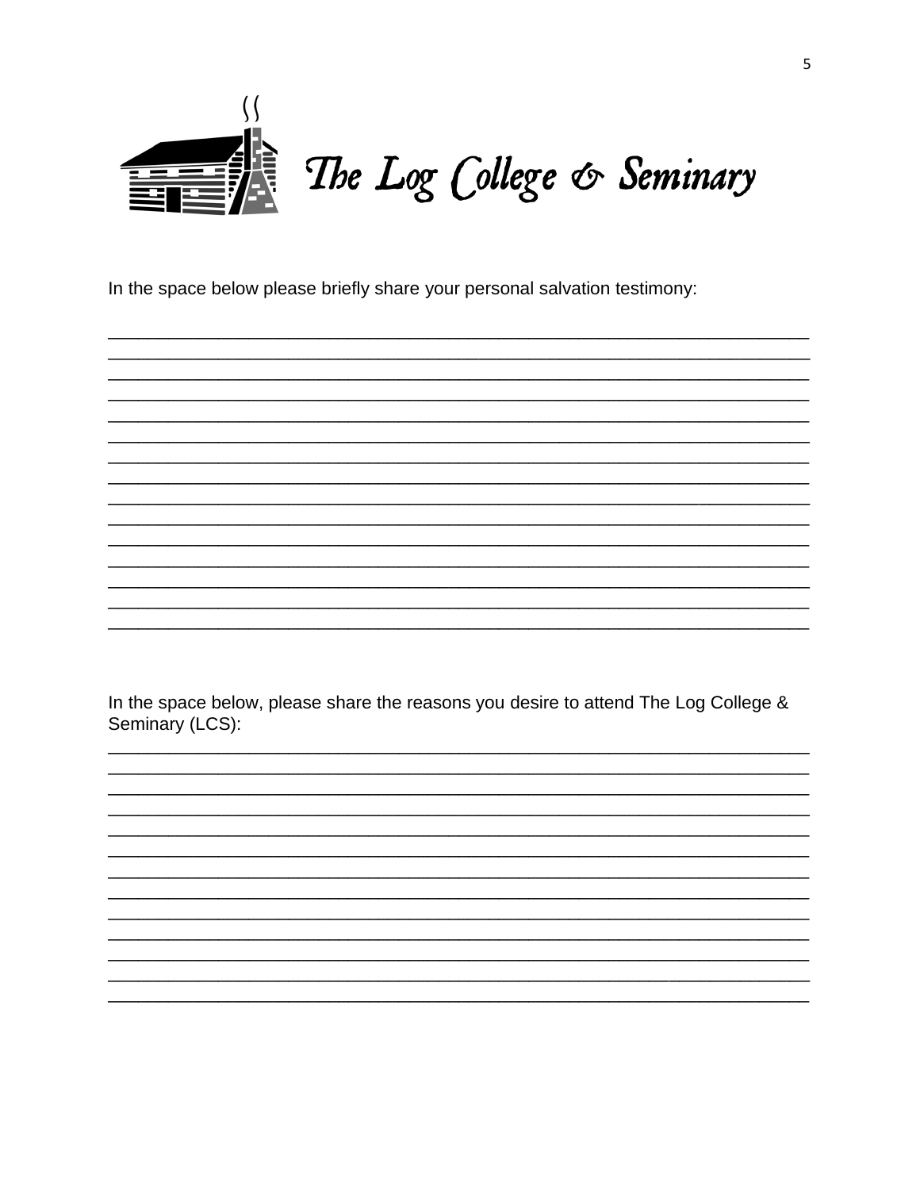# The Log College & Seminary

In the space below please briefly share your personal salvation testimony:

\_\_\_\_\_\_\_\_\_\_\_\_\_\_\_\_\_\_\_\_\_\_\_\_\_\_\_\_\_\_\_\_\_\_\_\_\_\_\_\_\_\_\_\_\_\_\_\_\_\_\_\_\_\_\_\_\_\_\_\_\_\_\_\_\_\_\_\_\_\_
\_\_\_\_\_\_\_\_\_\_\_\_\_\_\_\_\_\_\_\_\_\_\_\_\_\_\_\_\_\_\_\_\_\_\_\_\_\_\_\_\_\_\_\_\_\_\_\_\_\_\_\_\_\_\_\_\_\_\_\_\_\_\_\_\_\_\_\_\_\_
\_\_\_\_\_\_\_\_\_\_\_\_\_\_\_\_\_\_\_\_\_\_\_\_\_\_\_\_\_\_\_\_\_\_\_\_\_\_\_\_\_\_\_\_\_\_\_\_\_\_\_\_\_\_\_\_\_\_\_\_\_\_\_\_\_\_\_\_\_\_
\_\_\_\_\_\_\_\_\_\_\_\_\_\_\_\_\_\_\_\_\_\_\_\_\_\_\_\_\_\_\_\_\_\_\_\_\_\_\_\_\_\_\_\_\_\_\_\_\_\_\_\_\_\_\_\_\_\_\_\_\_\_\_\_\_\_\_\_\_\_
\_\_\_\_\_\_\_\_\_\_\_\_\_\_\_\_\_\_\_\_\_\_\_\_\_\_\_\_\_\_\_\_\_\_\_\_\_\_\_\_\_\_\_\_\_\_\_\_\_\_\_\_\_\_\_\_\_\_\_\_\_\_\_\_\_\_\_\_\_\_
\_\_\_\_\_\_\_\_\_\_\_\_\_\_\_\_\_\_\_\_\_\_\_\_\_\_\_\_\_\_\_\_\_\_\_\_\_\_\_\_\_\_\_\_\_\_\_\_\_\_\_\_\_\_\_\_\_\_\_\_\_\_\_\_\_\_\_\_\_\_
\_\_\_\_\_\_\_\_\_\_\_\_\_\_\_\_\_\_\_\_\_\_\_\_\_\_\_\_\_\_\_\_\_\_\_\_\_\_\_\_\_\_\_\_\_\_\_\_\_\_\_\_\_\_\_\_\_\_\_\_\_\_\_\_\_\_\_\_\_\_
\_\_\_\_\_\_\_\_\_\_\_\_\_\_\_\_\_\_\_\_\_\_\_\_\_\_\_\_\_\_\_\_\_\_\_\_\_\_\_\_\_\_\_\_\_\_\_\_\_\_\_\_\_\_\_\_\_\_\_\_\_\_\_\_\_\_\_\_\_\_
\_\_\_\_\_\_\_\_\_\_\_\_\_\_\_\_\_\_\_\_\_\_\_\_\_\_\_\_\_\_\_\_\_\_\_\_\_\_\_\_\_\_\_\_\_\_\_\_\_\_\_\_\_\_\_\_\_\_\_\_\_\_\_\_\_\_\_\_\_\_
\_\_\_\_\_\_\_\_\_\_\_\_\_\_\_\_\_\_\_\_\_\_\_\_\_\_\_\_\_\_\_\_\_\_\_\_\_\_\_\_\_\_\_\_\_\_\_\_\_\_\_\_\_\_\_\_\_\_\_\_\_\_\_\_\_\_\_\_\_\_
\_\_\_\_\_\_\_\_\_\_\_\_\_\_\_\_\_\_\_\_\_\_\_\_\_\_\_\_\_\_\_\_\_\_\_\_\_\_\_\_\_\_\_\_\_\_\_\_\_\_\_\_\_\_\_\_\_\_\_\_\_\_\_\_\_\_\_\_\_\_
\_\_\_\_\_\_\_\_\_\_\_\_\_\_\_\_\_\_\_\_\_\_\_\_\_\_\_\_\_\_\_\_\_\_\_\_\_\_\_\_\_\_\_\_\_\_\_\_\_\_\_\_\_\_\_\_\_\_\_\_\_\_\_\_\_\_\_\_\_\_
\_\_\_\_\_\_\_\_\_\_\_\_\_\_\_\_\_\_\_\_\_\_\_\_\_\_\_\_\_\_\_\_\_\_\_\_\_\_\_\_\_\_\_\_\_\_\_\_\_\_\_\_\_\_\_\_\_\_\_\_\_\_\_\_\_\_\_\_\_\_
\_\_\_\_\_\_\_\_\_\_\_\_\_\_\_\_\_\_\_\_\_\_\_\_\_\_\_\_\_\_\_\_\_\_\_\_\_\_\_\_\_\_\_\_\_\_\_\_\_\_\_\_\_\_\_\_\_\_\_\_\_\_\_\_\_\_\_\_\_\_
\_\_\_\_\_\_\_\_\_\_\_\_\_\_\_\_\_\_\_\_\_\_\_\_\_\_\_\_\_\_\_\_\_\_\_\_\_\_\_\_\_\_\_\_\_\_\_\_\_\_\_\_\_\_\_\_\_\_\_\_\_\_\_\_\_\_\_\_\_\_

In the space below, please share the reasons you desire to attend The Log College & Seminary (LCS):

\_\_\_\_\_\_\_\_\_\_\_\_\_\_\_\_\_\_\_\_\_\_\_\_\_\_\_\_\_\_\_\_\_\_\_\_\_\_\_\_\_\_\_\_\_\_\_\_\_\_\_\_\_\_\_\_\_\_\_\_\_\_\_\_\_\_\_\_\_\_
\_\_\_\_\_\_\_\_\_\_\_\_\_\_\_\_\_\_\_\_\_\_\_\_\_\_\_\_\_\_\_\_\_\_\_\_\_\_\_\_\_\_\_\_\_\_\_\_\_\_\_\_\_\_\_\_\_\_\_\_\_\_\_\_\_\_\_\_\_\_
\_\_\_\_\_\_\_\_\_\_\_\_\_\_\_\_\_\_\_\_\_\_\_\_\_\_\_\_\_\_\_\_\_\_\_\_\_\_\_\_\_\_\_\_\_\_\_\_\_\_\_\_\_\_\_\_\_\_\_\_\_\_\_\_\_\_\_\_\_\_
\_\_\_\_\_\_\_\_\_\_\_\_\_\_\_\_\_\_\_\_\_\_\_\_\_\_\_\_\_\_\_\_\_\_\_\_\_\_\_\_\_\_\_\_\_\_\_\_\_\_\_\_\_\_\_\_\_\_\_\_\_\_\_\_\_\_\_\_\_\_
\_\_\_\_\_\_\_\_\_\_\_\_\_\_\_\_\_\_\_\_\_\_\_\_\_\_\_\_\_\_\_\_\_\_\_\_\_\_\_\_\_\_\_\_\_\_\_\_\_\_\_\_\_\_\_\_\_\_\_\_\_\_\_\_\_\_\_\_\_\_
\_\_\_\_\_\_\_\_\_\_\_\_\_\_\_\_\_\_\_\_\_\_\_\_\_\_\_\_\_\_\_\_\_\_\_\_\_\_\_\_\_\_\_\_\_\_\_\_\_\_\_\_\_\_\_\_\_\_\_\_\_\_\_\_\_\_\_\_\_\_
\_\_\_\_\_\_\_\_\_\_\_\_\_\_\_\_\_\_\_\_\_\_\_\_\_\_\_\_\_\_\_\_\_\_\_\_\_\_\_\_\_\_\_\_\_\_\_\_\_\_\_\_\_\_\_\_\_\_\_\_\_\_\_\_\_\_\_\_\_\_
\_\_\_\_\_\_\_\_\_\_\_\_\_\_\_\_\_\_\_\_\_\_\_\_\_\_\_\_\_\_\_\_\_\_\_\_\_\_\_\_\_\_\_\_\_\_\_\_\_\_\_\_\_\_\_\_\_\_\_\_\_\_\_\_\_\_\_\_\_\_
\_\_\_\_\_\_\_\_\_\_\_\_\_\_\_\_\_\_\_\_\_\_\_\_\_\_\_\_\_\_\_\_\_\_\_\_\_\_\_\_\_\_\_\_\_\_\_\_\_\_\_\_\_\_\_\_\_\_\_\_\_\_\_\_\_\_\_\_\_\_
\_\_\_\_\_\_\_\_\_\_\_\_\_\_\_\_\_\_\_\_\_\_\_\_\_\_\_\_\_\_\_\_\_\_\_\_\_\_\_\_\_\_\_\_\_\_\_\_\_\_\_\_\_\_\_\_\_\_\_\_\_\_\_\_\_\_\_\_\_\_
\_\_\_\_\_\_\_\_\_\_\_\_\_\_\_\_\_\_\_\_\_\_\_\_\_\_\_\_\_\_\_\_\_\_\_\_\_\_\_\_\_\_\_\_\_\_\_\_\_\_\_\_\_\_\_\_\_\_\_\_\_\_\_\_\_\_\_\_\_\_
\_\_\_\_\_\_\_\_\_\_\_\_\_\_\_\_\_\_\_\_\_\_\_\_\_\_\_\_\_\_\_\_\_\_\_\_\_\_\_\_\_\_\_\_\_\_\_\_\_\_\_\_\_\_\_\_\_\_\_\_\_\_\_\_\_\_\_\_\_\_
\_\_\_\_\_\_\_\_\_\_\_\_\_\_\_\_\_\_\_\_\_\_\_\_\_\_\_\_\_\_\_\_\_\_\_\_\_\_\_\_\_\_\_\_\_\_\_\_\_\_\_\_\_\_\_\_\_\_\_\_\_\_\_\_\_\_\_\_\_\_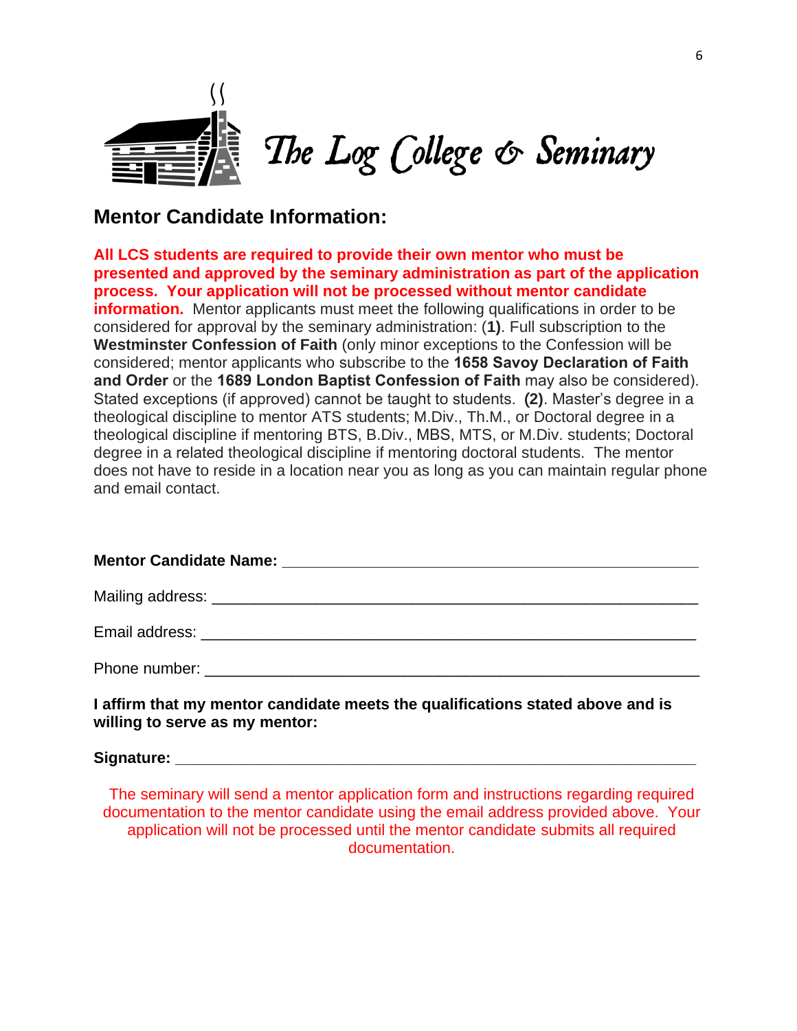# The Log College & Seminary

## Mentor Candidate Information:

**All LCS students are required to provide their own mentor who must be presented and approved by the seminary administration as part of the application process. Your application will not be processed without mentor candidate information.** Mentor applicants must meet the following qualifications in order to be considered for approval by the seminary administration: (**1)**. Full subscription to the **Westminster Confession of Faith** (only minor exceptions to the Confession will be considered; mentor applicants who subscribe to the **1658 Savoy Declaration of Faith and Order** or the **1689 London Baptist Confession of Faith** may also be considered). Stated exceptions (if approved) cannot be taught to students. **(2)**. Master's degree in a theological discipline to mentor ATS students; M.Div., Th.M., or Doctoral degree in a theological discipline if mentoring BTS, B.Div., MBS, MTS, or M.Div. students; Doctoral degree in a related theological discipline if mentoring doctoral students. The mentor does not have to reside in a location near you as long as you can maintain regular phone and email contact.

**Mentor Candidate Name:** ____________________________________________

Mailing address: ____________________________________________________

Email address: ______________________________________________________

Phone number: ______________________________________________________

**I affirm that my mentor candidate meets the qualifications stated above and is willing to serve as my mentor:**

**Signature:** _________________________________________________________

The seminary will send a mentor application form and instructions regarding required documentation to the mentor candidate using the email address provided above. Your application will not be processed until the mentor candidate submits all required documentation.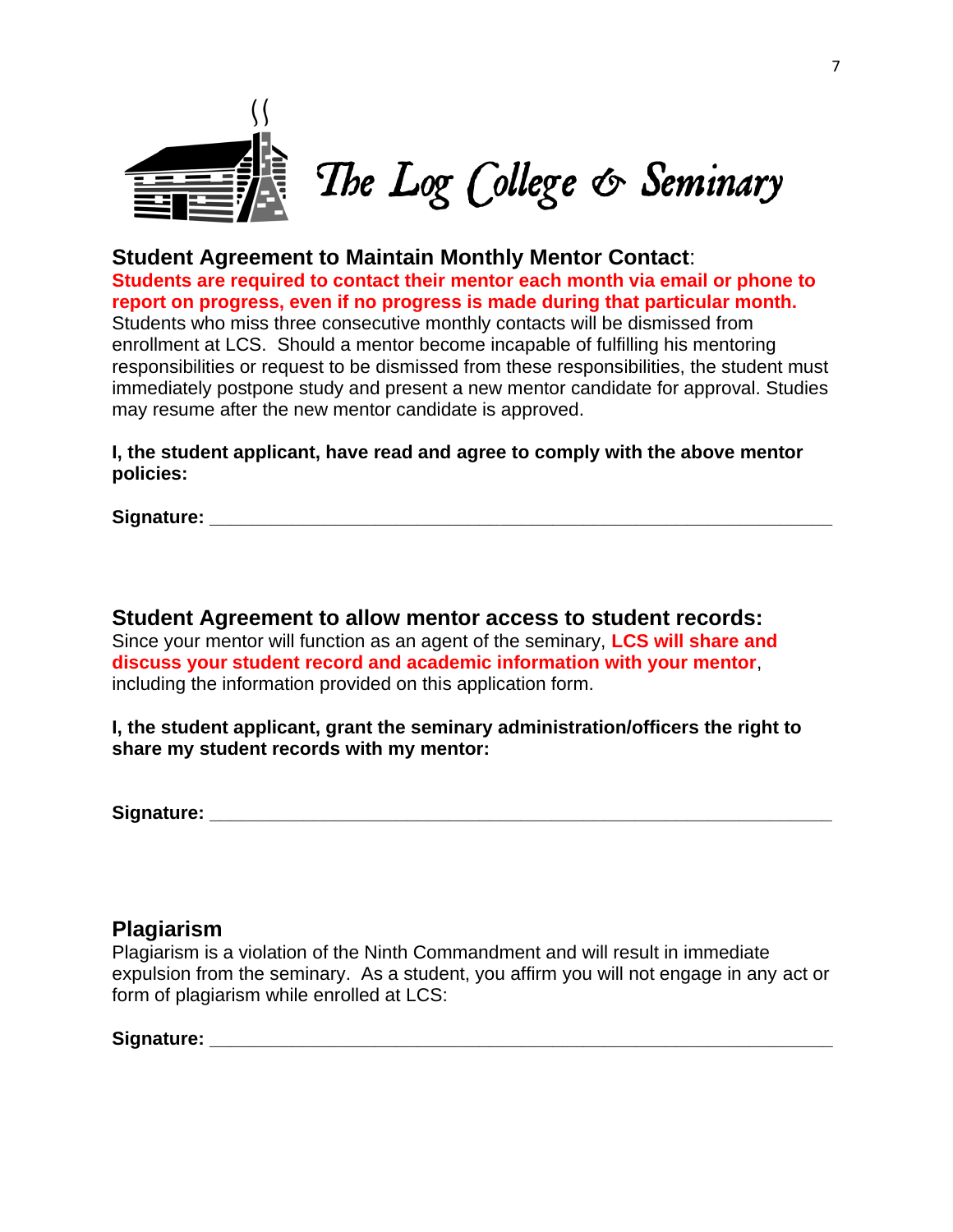# The Log College & Seminary

## Student Agreement to Maintain Monthly Mentor Contact:

**Students are required to contact their mentor each month via email or phone to report on progress, even if no progress is made during that particular month.** Students who miss three consecutive monthly contacts will be dismissed from enrollment at LCS. Should a mentor become incapable of fulfilling his mentoring responsibilities or request to be dismissed from these responsibilities, the student must immediately postpone study and present a new mentor candidate for approval. Studies may resume after the new mentor candidate is approved.

**I, the student applicant, have read and agree to comply with the above mentor policies:**

**Signature:** ____________________________________________________________

## Student Agreement to allow mentor access to student records:

Since your mentor will function as an agent of the seminary, **LCS will share and discuss your student record and academic information with your mentor**, including the information provided on this application form.

**I, the student applicant, grant the seminary administration/officers the right to share my student records with my mentor:**

**Signature:** ____________________________________________________________

## Plagiarism

Plagiarism is a violation of the Ninth Commandment and will result in immediate expulsion from the seminary. As a student, you affirm you will not engage in any act or form of plagiarism while enrolled at LCS:

**Signature:** ____________________________________________________________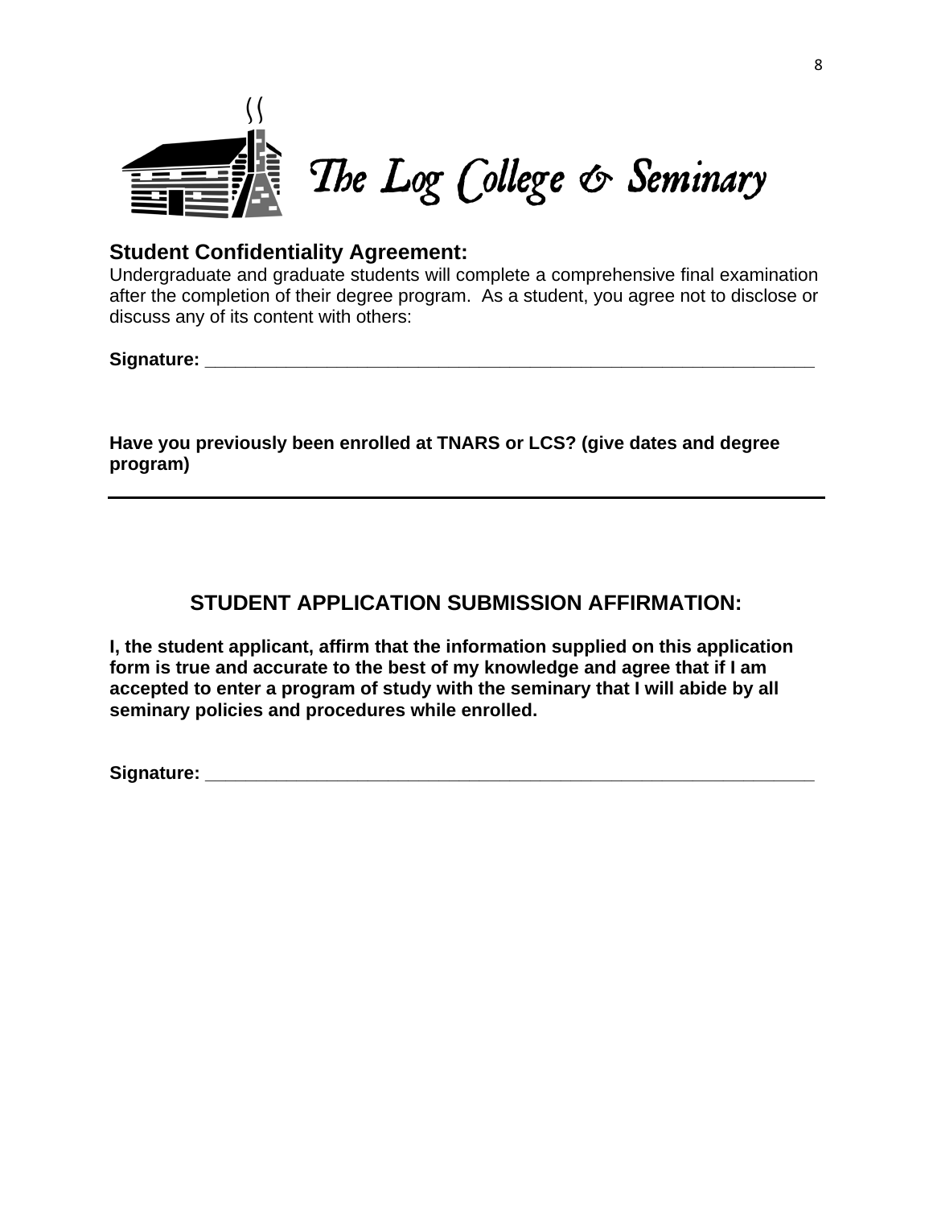# The Log College & Seminary

## Student Confidentiality Agreement:

Undergraduate and graduate students will complete a comprehensive final examination after the completion of their degree program. As a student, you agree not to disclose or discuss any of its content with others:

**Signature:** ______________________________________________________________

**Have you previously been enrolled at TNARS or LCS? (give dates and degree program)**

______________________________________________________________________

## STUDENT APPLICATION SUBMISSION AFFIRMATION:

**I, the student applicant, affirm that the information supplied on this application form is true and accurate to the best of my knowledge and agree that if I am accepted to enter a program of study with the seminary that I will abide by all seminary policies and procedures while enrolled.**

**Signature:** ______________________________________________________________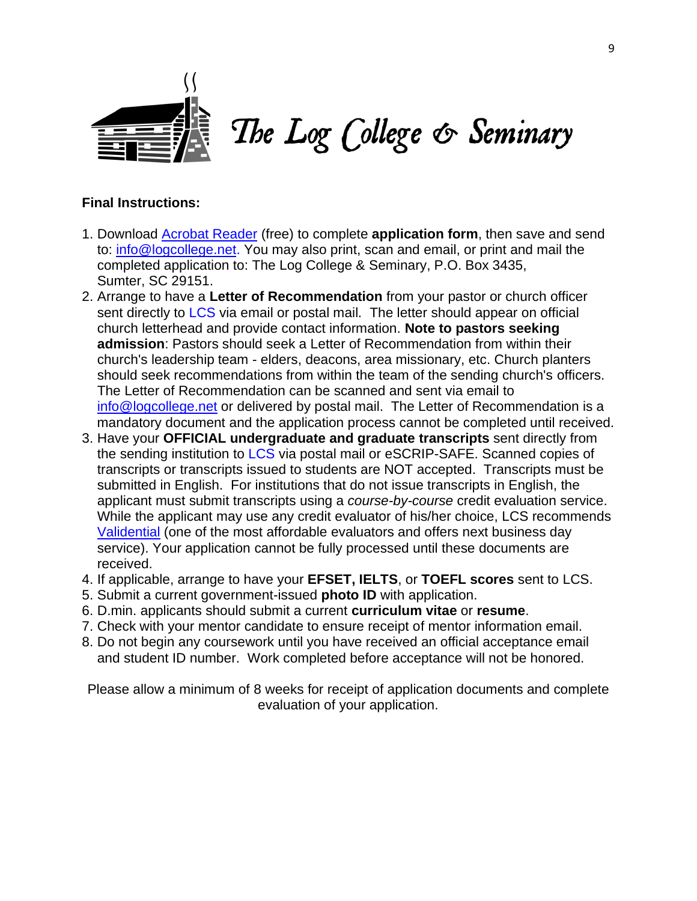The Log College & Seminary

**Final Instructions:**

1. Download [Acrobat Reader](#) (free) to complete **application form**, then save and send to: info@logcollege.net. You may also print, scan and email, or print and mail the completed application to: The Log College & Seminary, P.O. Box 3435, Sumter, SC 29151.
2. Arrange to have a **Letter of Recommendation** from your pastor or church officer sent directly to LCS via email or postal mail. The letter should appear on official church letterhead and provide contact information. **Note to pastors seeking admission**: Pastors should seek a Letter of Recommendation from within their church's leadership team - elders, deacons, area missionary, etc. Church planters should seek recommendations from within the team of the sending church's officers. The Letter of Recommendation can be scanned and sent via email to info@logcollege.net or delivered by postal mail. The Letter of Recommendation is a mandatory document and the application process cannot be completed until received.
3. Have your **OFFICIAL undergraduate and graduate transcripts** sent directly from the sending institution to LCS via postal mail or eSCRIP-SAFE. Scanned copies of transcripts or transcripts issued to students are NOT accepted. Transcripts must be submitted in English. For institutions that do not issue transcripts in English, the applicant must submit transcripts using a *course-by-course* credit evaluation service. While the applicant may use any credit evaluator of his/her choice, LCS recommends [Validential](#) (one of the most affordable evaluators and offers next business day service). Your application cannot be fully processed until these documents are received.
4. If applicable, arrange to have your **EFSET, IELTS**, or **TOEFL scores** sent to LCS.
5. Submit a current government-issued **photo ID** with application.
6. D.min. applicants should submit a current **curriculum vitae** or **resume**.
7. Check with your mentor candidate to ensure receipt of mentor information email.
8. Do not begin any coursework until you have received an official acceptance email and student ID number. Work completed before acceptance will not be honored.

Please allow a minimum of 8 weeks for receipt of application documents and complete evaluation of your application.